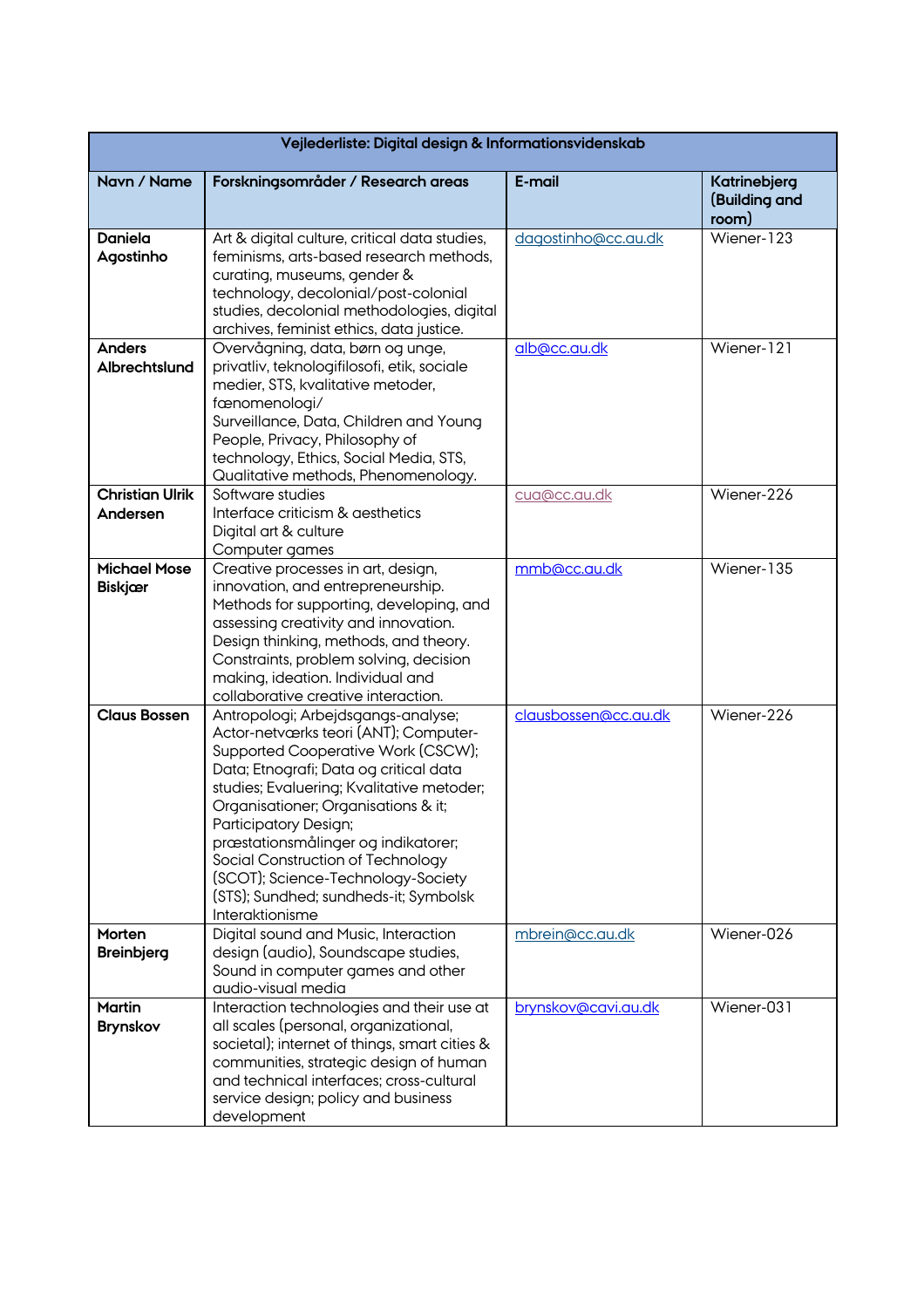| Vejlederliste: Digital design & Informationsvidenskab | | | |
|---|---|---|---|
| **Navn / Name** | **Forskningsområder / Research areas** | **E-mail** | **Katrinebjerg (Building and room)** |
| **Daniela Agostinho** | Art & digital culture, critical data studies, feminisms, arts-based research methods, curating, museums, gender & technology, decolonial/post-colonial studies, decolonial methodologies, digital archives, feminist ethics, data justice. | dagostinho@cc.au.dk | Wiener-123 |
| **Anders Albrechtslund** | Overvågning, data, børn og unge, privatliv, teknologifilosofi, etik, sociale medier, STS, kvalitative metoder, fænomenologi/ Surveillance, Data, Children and Young People, Privacy, Philosophy of technology, Ethics, Social Media, STS, Qualitative methods, Phenomenology. | alb@cc.au.dk | Wiener-121 |
| **Christian Ulrik Andersen** | Software studies<br>Interface criticism & aesthetics<br>Digital art & culture<br>Computer games | cua@cc.au.dk | Wiener-226 |
| **Michael Mose Biskjær** | Creative processes in art, design, innovation, and entrepreneurship. Methods for supporting, developing, and assessing creativity and innovation. Design thinking, methods, and theory. Constraints, problem solving, decision making, ideation. Individual and collaborative creative interaction. | mmb@cc.au.dk | Wiener-135 |
| **Claus Bossen** | Antropologi; Arbejdsgangs-analyse; Actor-netværks teori (ANT); Computer-Supported Cooperative Work (CSCW); Data; Etnografi; Data og critical data studies; Evaluering; Kvalitative metoder; Organisationer; Organisations & it; Participatory Design; præstationsmålinger og indikatorer; Social Construction of Technology (SCOT); Science-Technology-Society (STS); Sundhed; sundheds-it; Symbolsk Interaktionisme | clausbossen@cc.au.dk | Wiener-226 |
| **Morten Breinbjerg** | Digital sound and Music, Interaction design (audio), Soundscape studies, Sound in computer games and other audio-visual media | mbrein@cc.au.dk | Wiener-026 |
| **Martin Brynskov** | Interaction technologies and their use at all scales (personal, organizational, societal); internet of things, smart cities & communities, strategic design of human and technical interfaces; cross-cultural service design; policy and business development | brynskov@cavi.au.dk | Wiener-031 |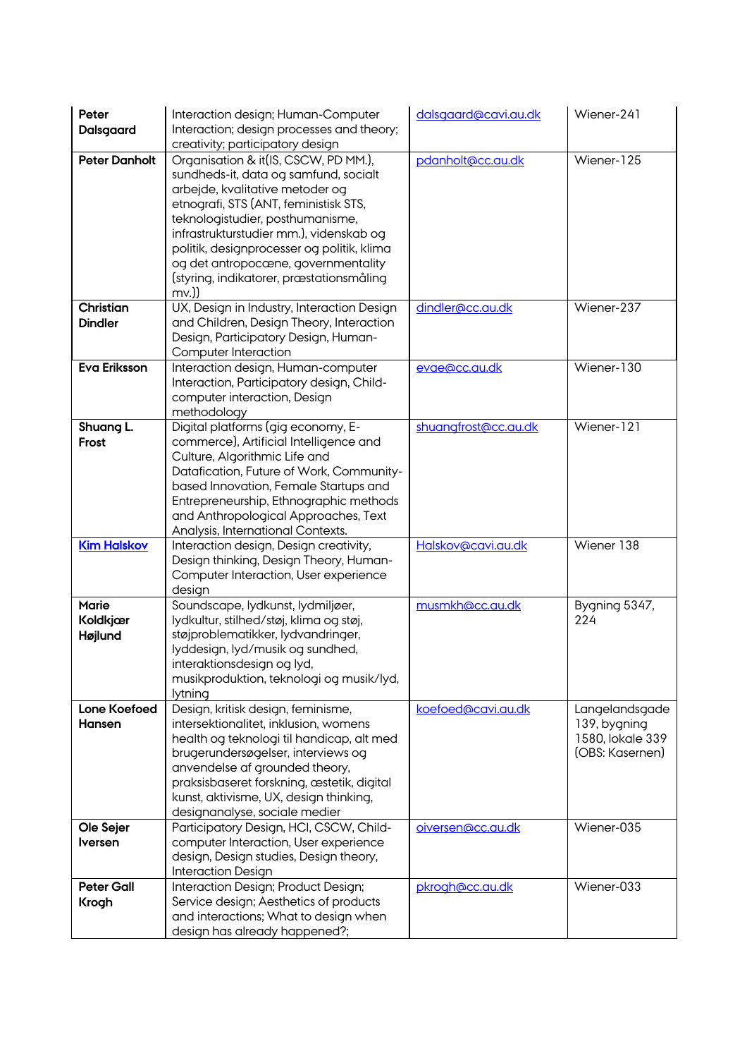| **Peter Dalsgaard** | Interaction design; Human-Computer Interaction; design processes and theory; creativity; participatory design | dalsgaard@cavi.au.dk | Wiener-241 |
|---|---|---|---|
| **Peter Danholt** | Organisation & it(IS, CSCW, PD MM.), sundheds-it, data og samfund, socialt arbejde, kvalitative metoder og etnografi, STS (ANT, feministisk STS, teknologistudier, posthumanisme, infrastrukturstudier mm.), videnskab og politik, designprocesser og politik, klima og det antropocæne, governmentality (styring, indikatorer, præstationsmåling mv.)) | pdanholt@cc.au.dk | Wiener-125 |
| **Christian Dindler** | UX, Design in Industry, Interaction Design and Children, Design Theory, Interaction Design, Participatory Design, Human-Computer Interaction | dindler@cc.au.dk | Wiener-237 |
| **Eva Eriksson** | Interaction design, Human-computer Interaction, Participatory design, Child-computer interaction, Design methodology | evae@cc.au.dk | Wiener-130 |
| **Shuang L. Frost** | Digital platforms (gig economy, E-commerce), Artificial Intelligence and Culture, Algorithmic Life and Datafication, Future of Work, Community-based Innovation, Female Startups and Entrepreneurship, Ethnographic methods and Anthropological Approaches, Text Analysis, International Contexts. | shuangfrost@cc.au.dk | Wiener-121 |
| **Kim Halskov** | Interaction design, Design creativity, Design thinking, Design Theory, Human-Computer Interaction, User experience design | Halskov@cavi.au.dk | Wiener 138 |
| **Marie Koldkjær Højlund** | Soundscape, lydkunst, lydmiljøer, lydkultur, stilhed/støj, klima og støj, støjproblematikker, lydvandringer, lyddesign, lyd/musik og sundhed, interaktionsdesign og lyd, musikproduktion, teknologi og musik/lyd, lytning | musmkh@cc.au.dk | Bygning 5347, 224 |
| **Lone Koefoed Hansen** | Design, kritisk design, feminisme, intersektionalitet, inklusion, womens health og teknologi til handicap, alt med brugerundersøgelser, interviews og anvendelse af grounded theory, praksisbaseret forskning, æstetik, digital kunst, aktivisme, UX, design thinking, designanalyse, sociale medier | koefoed@cavi.au.dk | Langelandsgade 139, bygning 1580, lokale 339 (OBS: Kasernen) |
| **Ole Sejer Iversen** | Participatory Design, HCI, CSCW, Child-computer Interaction, User experience design, Design studies, Design theory, Interaction Design | oiversen@cc.au.dk | Wiener-035 |
| **Peter Gall Krogh** | Interaction Design; Product Design; Service design; Aesthetics of products and interactions; What to design when design has already happened?; | pkrogh@cc.au.dk | Wiener-033 |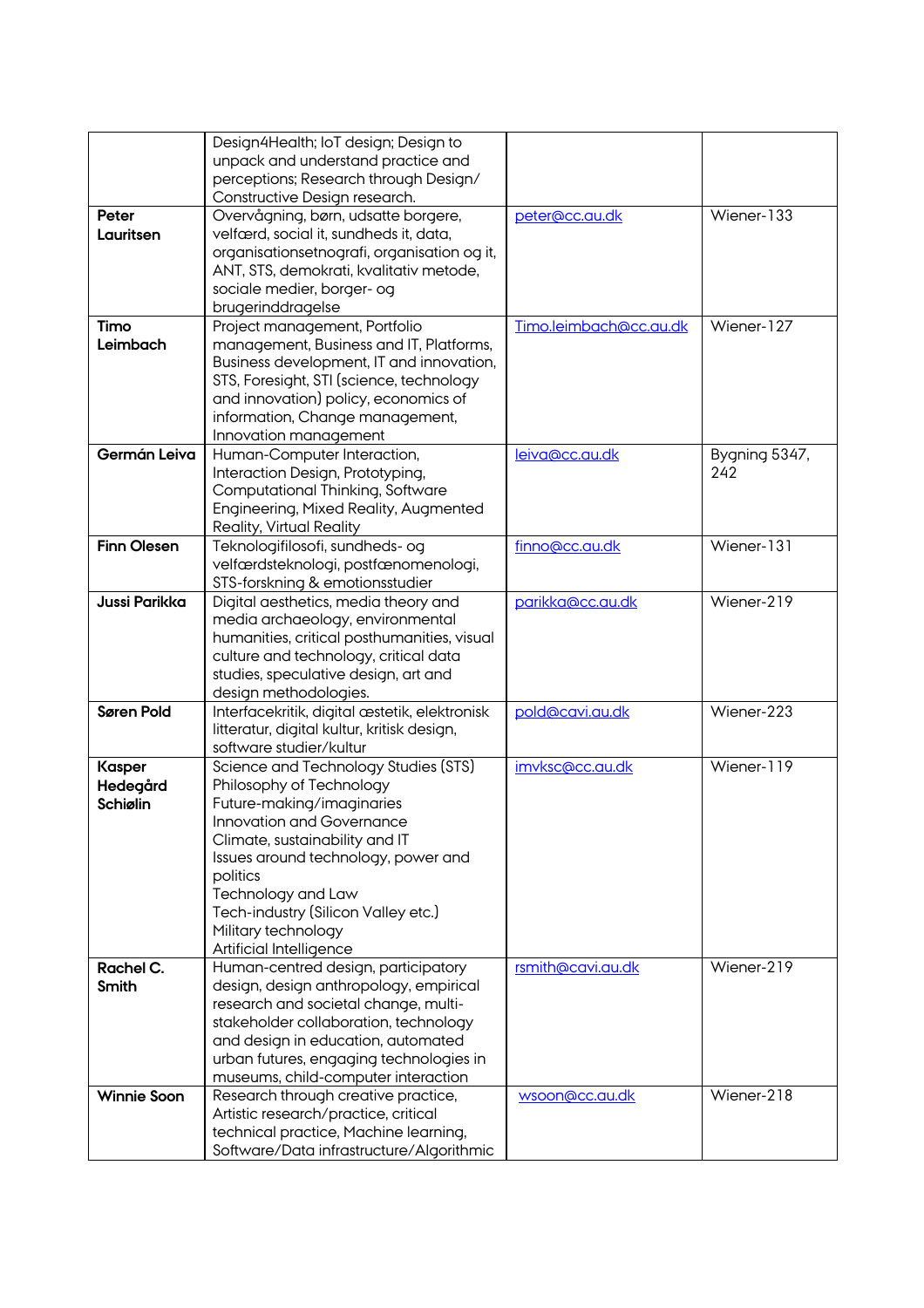|  |  |  |  |
|---|---|---|---|
|  | Design4Health; IoT design; Design to unpack and understand practice and perceptions; Research through Design/ Constructive Design research. |  |  |
| **Peter Lauritsen** | Overvågning, børn, udsatte borgere, velfærd, social it, sundheds it, data, organisationsetnografi, organisation og it, ANT, STS, demokrati, kvalitativ metode, sociale medier, borger- og brugerinddragelse | peter@cc.au.dk | Wiener-133 |
| **Timo Leimbach** | Project management, Portfolio management, Business and IT, Platforms, Business development, IT and innovation, STS, Foresight, STI (science, technology and innovation) policy, economics of information, Change management, Innovation management | Timo.leimbach@cc.au.dk | Wiener-127 |
| **Germán Leiva** | Human-Computer Interaction, Interaction Design, Prototyping, Computational Thinking, Software Engineering, Mixed Reality, Augmented Reality, Virtual Reality | leiva@cc.au.dk | Bygning 5347, 242 |
| **Finn Olesen** | Teknologifilosofi, sundheds- og velfærdsteknologi, postfænomenologi, STS-forskning & emotionsstudier | finno@cc.au.dk | Wiener-131 |
| **Jussi Parikka** | Digital aesthetics, media theory and media archaeology, environmental humanities, critical posthumanities, visual culture and technology, critical data studies, speculative design, art and design methodologies. | parikka@cc.au.dk | Wiener-219 |
| **Søren Pold** | Interfacekritik, digital æstetik, elektronisk litteratur, digital kultur, kritisk design, software studier/kultur | pold@cavi.au.dk | Wiener-223 |
| **Kasper Hedegård Schiølin** | Science and Technology Studies (STS)<br>Philosophy of Technology<br>Future-making/imaginaries<br>Innovation and Governance<br>Climate, sustainability and IT<br>Issues around technology, power and politics<br>Technology and Law<br>Tech-industry (Silicon Valley etc.)<br>Military technology<br>Artificial Intelligence | imvksc@cc.au.dk | Wiener-119 |
| **Rachel C. Smith** | Human-centred design, participatory design, design anthropology, empirical research and societal change, multi-stakeholder collaboration, technology and design in education, automated urban futures, engaging technologies in museums, child-computer interaction | rsmith@cavi.au.dk | Wiener-219 |
| **Winnie Soon** | Research through creative practice, Artistic research/practice, critical technical practice, Machine learning, Software/Data infrastructure/Algorithmic | wsoon@cc.au.dk | Wiener-218 |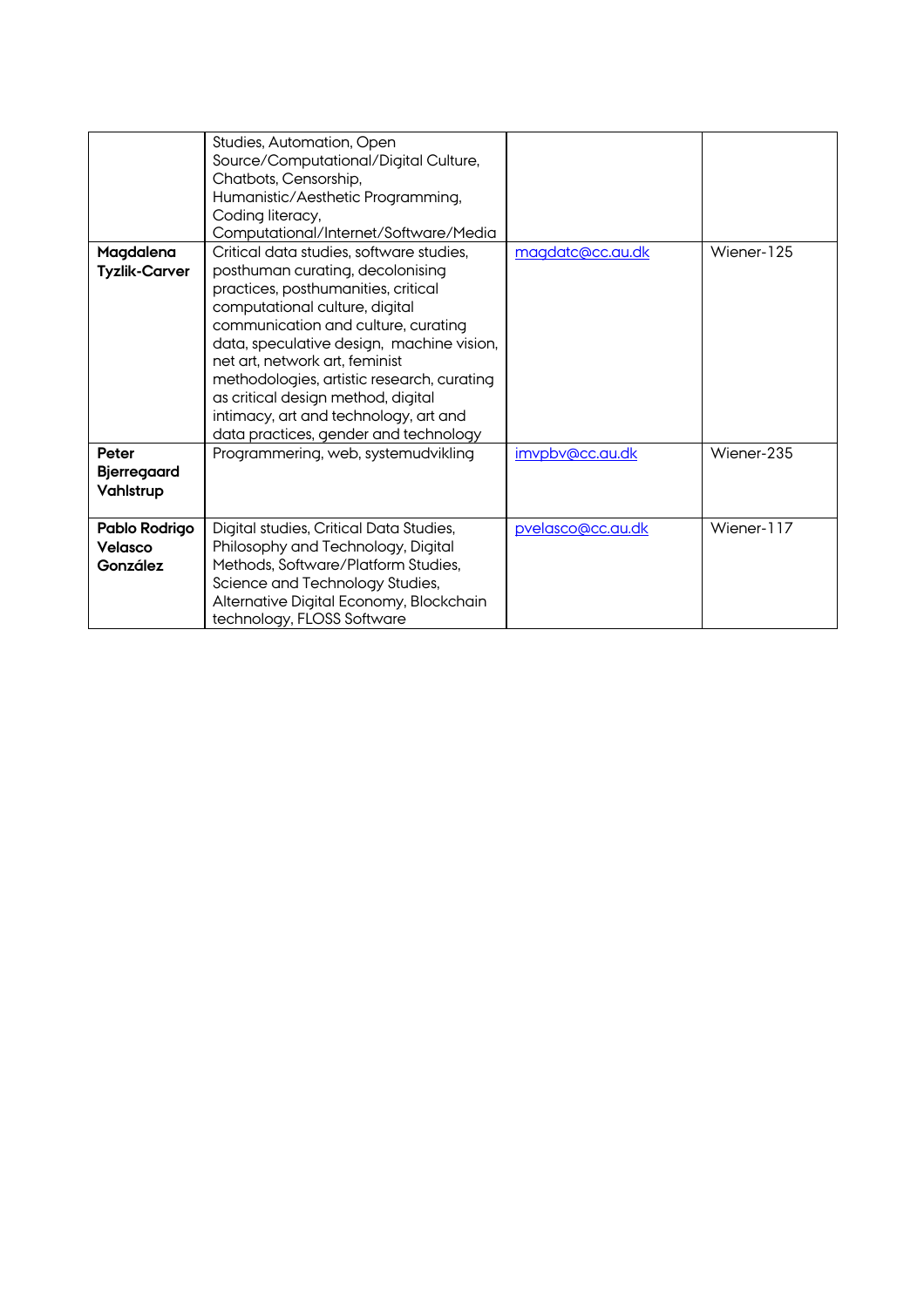| | | | |
|---|---|---|---|
| | Studies, Automation, Open Source/Computational/Digital Culture, Chatbots, Censorship, Humanistic/Aesthetic Programming, Coding literacy, Computational/Internet/Software/Media | | |
| **Magdalena Tyzlik-Carver** | Critical data studies, software studies, posthuman curating, decolonising practices, posthumanities, critical computational culture, digital communication and culture, curating data, speculative design, machine vision, net art, network art, feminist methodologies, artistic research, curating as critical design method, digital intimacy, art and technology, art and data practices, gender and technology | magdatc@cc.au.dk | Wiener-125 |
| **Peter Bjerregaard Vahlstrup** | Programmering, web, systemudvikling | imvpbv@cc.au.dk | Wiener-235 |
| **Pablo Rodrigo Velasco González** | Digital studies, Critical Data Studies, Philosophy and Technology, Digital Methods, Software/Platform Studies, Science and Technology Studies, Alternative Digital Economy, Blockchain technology, FLOSS Software | pvelasco@cc.au.dk | Wiener-117 |